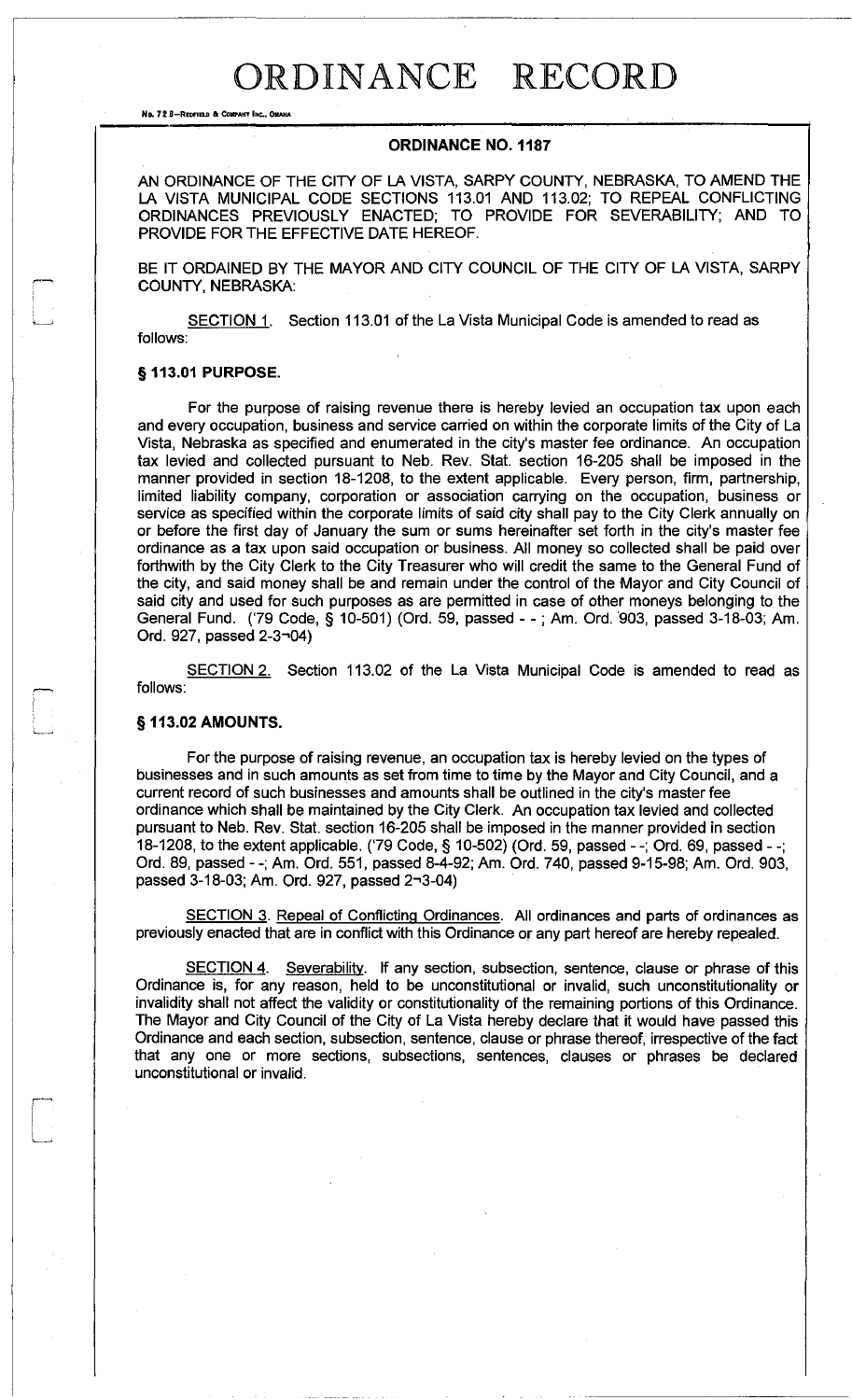# ORDINANCE RECORD

No. 72 8—Redfield & Company Inc., Omaha

## ORDINANCE NO. 1187

AN ORDINANCE OF THE CITY OF LA VISTA, SARPY COUNTY, NEBRASKA, TO AMEND THE LA VISTA MUNICIPAL CODE SECTIONS 113.01 AND 113.02; TO REPEAL CONFLICTING ORDINANCES PREVIOUSLY ENACTED; TO PROVIDE FOR SEVERABILITY; AND TO PROVIDE FOR THE EFFECTIVE DATE HEREOF.

BE IT ORDAINED BY THE MAYOR AND CITY COUNCIL OF THE CITY OF LA VISTA, SARPY COUNTY, NEBRASKA:

SECTION 1. Section 113.01 of the La Vista Municipal Code is amended to read as follows:

### § 113.01 PURPOSE.

For the purpose of raising revenue there is hereby levied an occupation tax upon each and every occupation, business and service carried on within the corporate limits of the City of La Vista, Nebraska as specified and enumerated in the city's master fee ordinance. An occupation tax levied and collected pursuant to Neb. Rev. Stat. section 16-205 shall be imposed in the manner provided in section 18-1208, to the extent applicable. Every person, firm, partnership, limited liability company, corporation or association carrying on the occupation, business or service as specified within the corporate limits of said city shall pay to the City Clerk annually on or before the first day of January the sum or sums hereinafter set forth in the city's master fee ordinance as a tax upon said occupation or business. All money so collected shall be paid over forthwith by the City Clerk to the City Treasurer who will credit the same to the General Fund of the city, and said money shall be and remain under the control of the Mayor and City Council of said city and used for such purposes as are permitted in case of other moneys belonging to the General Fund. ('79 Code, § 10-501) (Ord. 59, passed - - ; Am. Ord. 903, passed 3-18-03; Am. Ord. 927, passed 2-3-04)

SECTION 2. Section 113.02 of the La Vista Municipal Code is amended to read as follows:

### § 113.02 AMOUNTS.

For the purpose of raising revenue, an occupation tax is hereby levied on the types of businesses and in such amounts as set from time to time by the Mayor and City Council, and a current record of such businesses and amounts shall be outlined in the city's master fee ordinance which shall be maintained by the City Clerk. An occupation tax levied and collected pursuant to Neb. Rev. Stat. section 16-205 shall be imposed in the manner provided in section 18-1208, to the extent applicable. ('79 Code, § 10-502) (Ord. 59, passed - -; Ord. 69, passed - -; Ord. 89, passed - -; Am. Ord. 551, passed 8-4-92; Am. Ord. 740, passed 9-15-98; Am. Ord. 903, passed 3-18-03; Am. Ord. 927, passed 2-3-04)

SECTION 3. Repeal of Conflicting Ordinances. All ordinances and parts of ordinances as previously enacted that are in conflict with this Ordinance or any part hereof are hereby repealed.

SECTION 4. Severability. If any section, subsection, sentence, clause or phrase of this Ordinance is, for any reason, held to be unconstitutional or invalid, such unconstitutionality or invalidity shall not affect the validity or constitutionality of the remaining portions of this Ordinance. The Mayor and City Council of the City of La Vista hereby declare that it would have passed this Ordinance and each section, subsection, sentence, clause or phrase thereof, irrespective of the fact that any one or more sections, subsections, sentences, clauses or phrases be declared unconstitutional or invalid.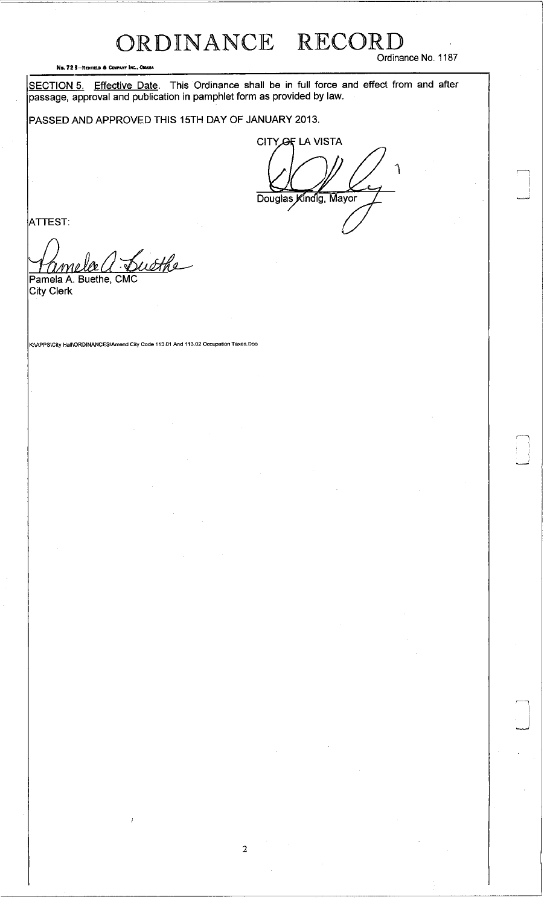# ORDINANCE RECORD

No. 72 8—REDFIELD & COMPANY INC., OMAHA

Ordinance No. 1187

SECTION 5. Effective Date. This Ordinance shall be in full force and effect from and after passage, approval and publication in pamphlet form as provided by law.

PASSED AND APPROVED THIS 15TH DAY OF JANUARY 2013.

CITY OF LA VISTA

Douglas Kindig, Mayor

ATTEST:

Pamela A. Buethe, CMC
City Clerk

K:\APPS\City Hall\ORDINANCES\Amend City Code 113.01 And 113.02 Occupation Taxes.Doc